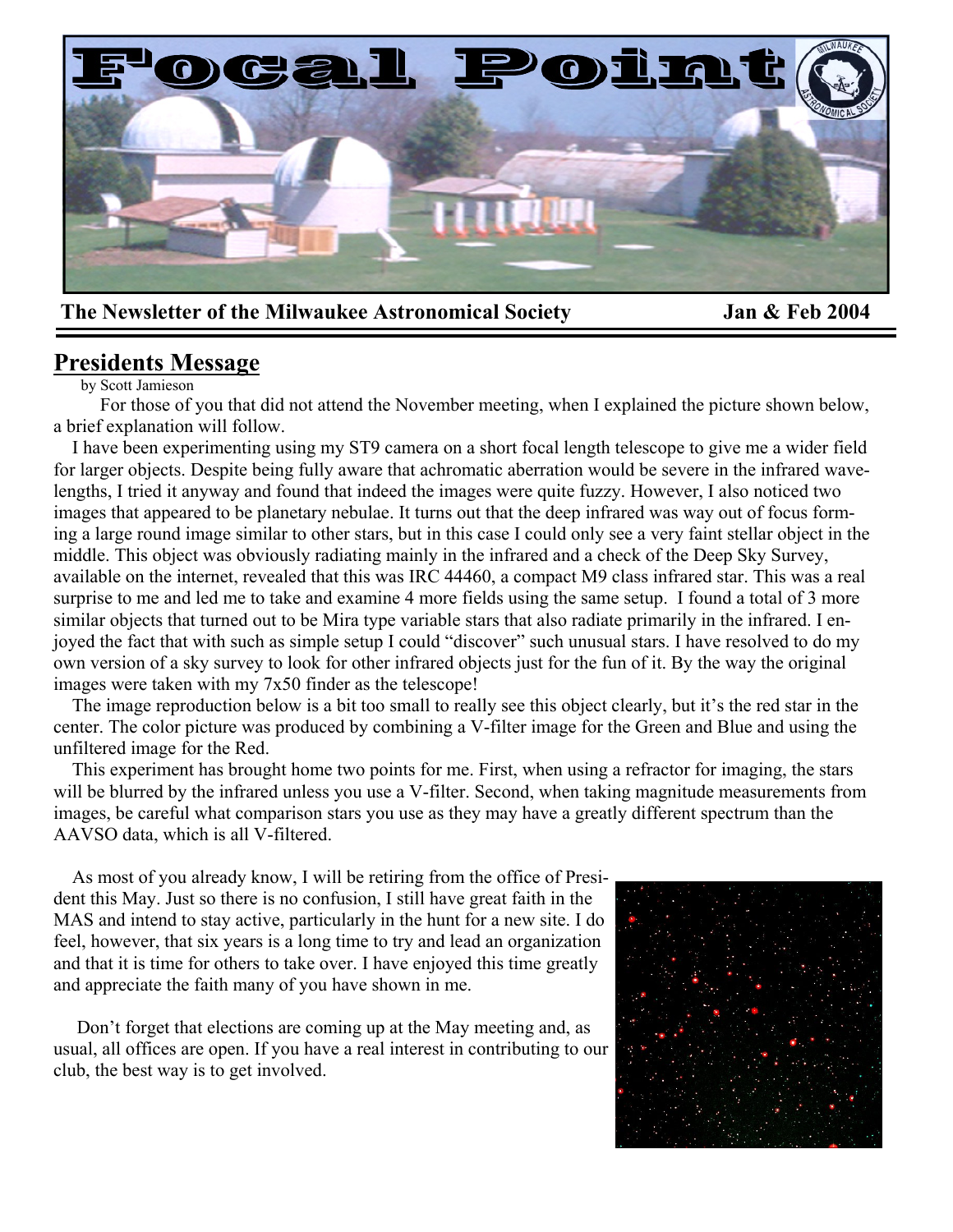# Focal Point

**The Newsletter of the Milwaukee Astronomical Society** **Jan & Feb 2004**

## Presidents Message

by Scott Jamieson

For those of you that did not attend the November meeting, when I explained the picture shown below, a brief explanation will follow.

I have been experimenting using my ST9 camera on a short focal length telescope to give me a wider field for larger objects. Despite being fully aware that achromatic aberration would be severe in the infrared wavelengths, I tried it anyway and found that indeed the images were quite fuzzy. However, I also noticed two images that appeared to be planetary nebulae. It turns out that the deep infrared was way out of focus forming a large round image similar to other stars, but in this case I could only see a very faint stellar object in the middle. This object was obviously radiating mainly in the infrared and a check of the Deep Sky Survey, available on the internet, revealed that this was IRC 44460, a compact M9 class infrared star. This was a real surprise to me and led me to take and examine 4 more fields using the same setup. I found a total of 3 more similar objects that turned out to be Mira type variable stars that also radiate primarily in the infrared. I enjoyed the fact that with such as simple setup I could "discover" such unusual stars. I have resolved to do my own version of a sky survey to look for other infrared objects just for the fun of it. By the way the original images were taken with my 7x50 finder as the telescope!

The image reproduction below is a bit too small to really see this object clearly, but it's the red star in the center. The color picture was produced by combining a V-filter image for the Green and Blue and using the unfiltered image for the Red.

This experiment has brought home two points for me. First, when using a refractor for imaging, the stars will be blurred by the infrared unless you use a V-filter. Second, when taking magnitude measurements from images, be careful what comparison stars you use as they may have a greatly different spectrum than the AAVSO data, which is all V-filtered.

As most of you already know, I will be retiring from the office of President this May. Just so there is no confusion, I still have great faith in the MAS and intend to stay active, particularly in the hunt for a new site. I do feel, however, that six years is a long time to try and lead an organization and that it is time for others to take over. I have enjoyed this time greatly and appreciate the faith many of you have shown in me.

Don't forget that elections are coming up at the May meeting and, as usual, all offices are open. If you have a real interest in contributing to our club, the best way is to get involved.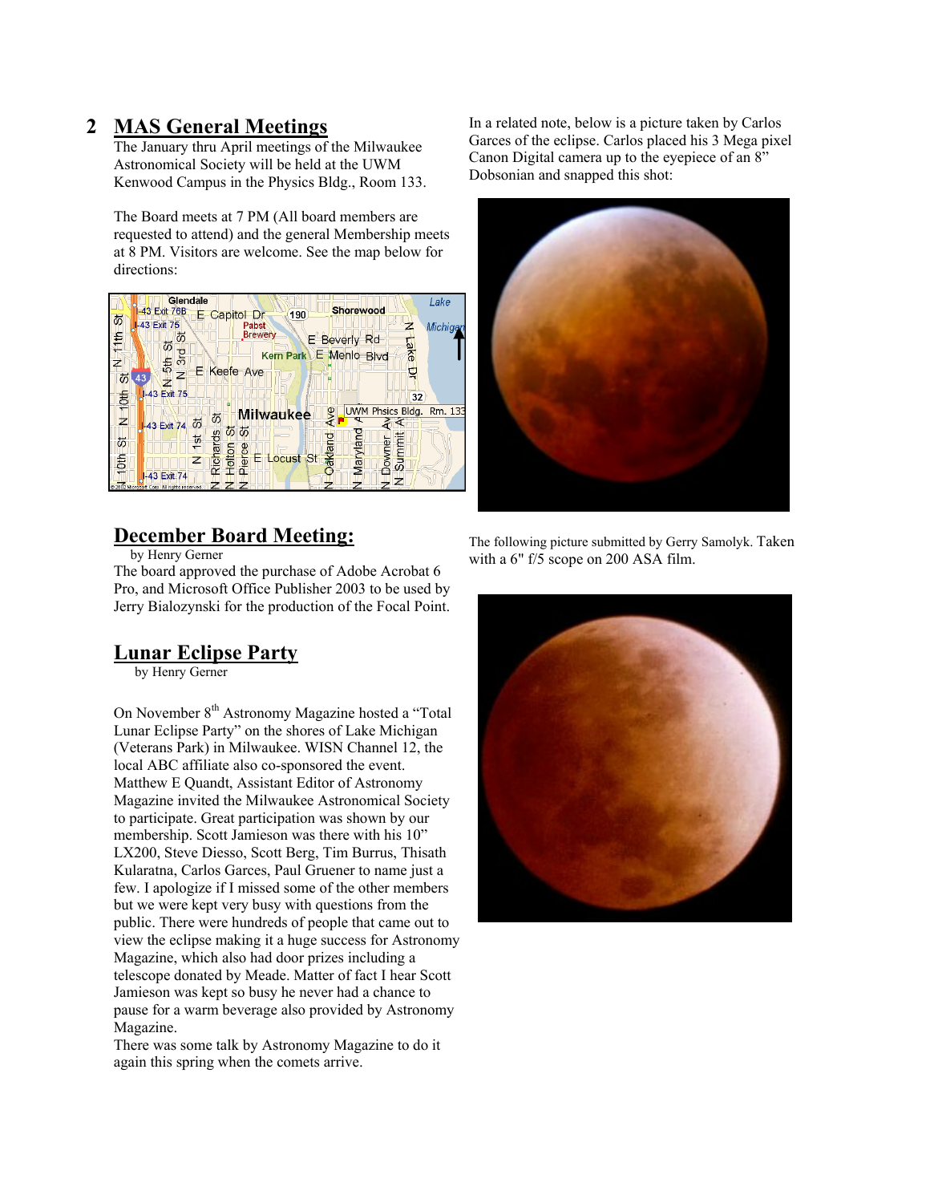## 2 MAS General Meetings

The January thru April meetings of the Milwaukee Astronomical Society will be held at the UWM Kenwood Campus in the Physics Bldg., Room 133.

The Board meets at 7 PM (All board members are requested to attend) and the general Membership meets at 8 PM. Visitors are welcome. See the map below for directions:

## December Board Meeting:

by Henry Gerner

The board approved the purchase of Adobe Acrobat 6 Pro, and Microsoft Office Publisher 2003 to be used by Jerry Bialozynski for the production of the Focal Point.

## Lunar Eclipse Party

by Henry Gerner

On November 8th Astronomy Magazine hosted a "Total Lunar Eclipse Party" on the shores of Lake Michigan (Veterans Park) in Milwaukee. WISN Channel 12, the local ABC affiliate also co-sponsored the event. Matthew E Quandt, Assistant Editor of Astronomy Magazine invited the Milwaukee Astronomical Society to participate. Great participation was shown by our membership. Scott Jamieson was there with his 10" LX200, Steve Diesso, Scott Berg, Tim Burrus, Thisath Kularatna, Carlos Garces, Paul Gruener to name just a few. I apologize if I missed some of the other members but we were kept very busy with questions from the public. There were hundreds of people that came out to view the eclipse making it a huge success for Astronomy Magazine, which also had door prizes including a telescope donated by Meade. Matter of fact I hear Scott Jamieson was kept so busy he never had a chance to pause for a warm beverage also provided by Astronomy Magazine.

There was some talk by Astronomy Magazine to do it again this spring when the comets arrive.

In a related note, below is a picture taken by Carlos Garces of the eclipse. Carlos placed his 3 Mega pixel Canon Digital camera up to the eyepiece of an 8" Dobsonian and snapped this shot:

The following picture submitted by Gerry Samolyk. Taken with a 6" f/5 scope on 200 ASA film.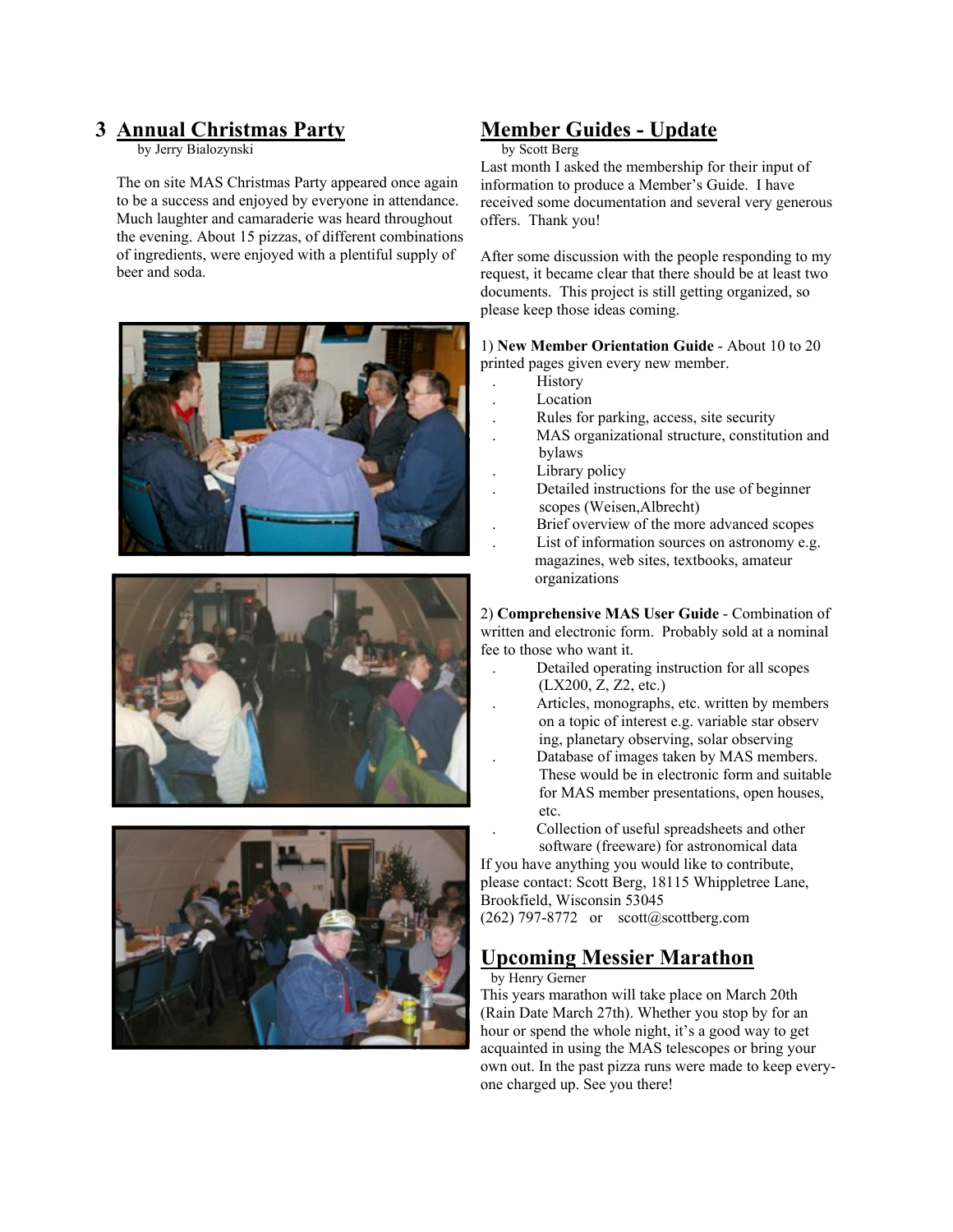## Annual Christmas Party

by Jerry Bialozynski

The on site MAS Christmas Party appeared once again to be a success and enjoyed by everyone in attendance. Much laughter and camaraderie was heard throughout the evening. About 15 pizzas, of different combinations of ingredients, were enjoyed with a plentiful supply of beer and soda.

## Member Guides - Update

by Scott Berg

Last month I asked the membership for their input of information to produce a Member's Guide. I have received some documentation and several very generous offers. Thank you!

After some discussion with the people responding to my request, it became clear that there should be at least two documents. This project is still getting organized, so please keep those ideas coming.

1) **New Member Orientation Guide** - About 10 to 20 printed pages given every new member.

- History
- Location
- Rules for parking, access, site security
- MAS organizational structure, constitution and bylaws
- Library policy
- Detailed instructions for the use of beginner scopes (Weisen,Albrecht)
- Brief overview of the more advanced scopes
- List of information sources on astronomy e.g. magazines, web sites, textbooks, amateur organizations

2) **Comprehensive MAS User Guide** - Combination of written and electronic form. Probably sold at a nominal fee to those who want it.

- Detailed operating instruction for all scopes (LX200, Z, Z2, etc.)
- Articles, monographs, etc. written by members on a topic of interest e.g. variable star observing, planetary observing, solar observing
- Database of images taken by MAS members. These would be in electronic form and suitable for MAS member presentations, open houses, etc.
- Collection of useful spreadsheets and other software (freeware) for astronomical data

If you have anything you would like to contribute, please contact: Scott Berg, 18115 Whippletree Lane, Brookfield, Wisconsin 53045
(262) 797-8772 or scott@scottberg.com

## Upcoming Messier Marathon

by Henry Gerner

This years marathon will take place on March 20th (Rain Date March 27th). Whether you stop by for an hour or spend the whole night, it's a good way to get acquainted in using the MAS telescopes or bring your own out. In the past pizza runs were made to keep everyone charged up. See you there!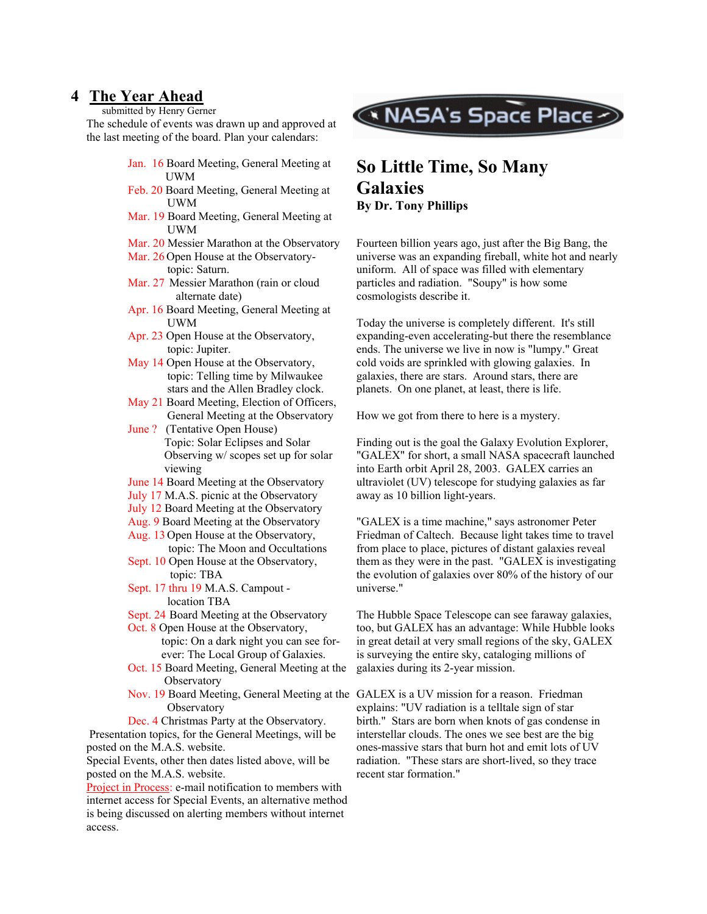## 4 The Year Ahead

submitted by Henry Gerner

The schedule of events was drawn up and approved at the last meeting of the board. Plan your calendars:

- Jan. 16 Board Meeting, General Meeting at UWM
- Feb. 20 Board Meeting, General Meeting at UWM
- Mar. 19 Board Meeting, General Meeting at UWM
- Mar. 20 Messier Marathon at the Observatory
- Mar. 26 Open House at the Observatory- topic: Saturn.
- Mar. 27 Messier Marathon (rain or cloud alternate date)
- Apr. 16 Board Meeting, General Meeting at UWM
- Apr. 23 Open House at the Observatory, topic: Jupiter.
- May 14 Open House at the Observatory, topic: Telling time by Milwaukee stars and the Allen Bradley clock.
- May 21 Board Meeting, Election of Officers, General Meeting at the Observatory
- June ? (Tentative Open House) Topic: Solar Eclipses and Solar Observing w/ scopes set up for solar viewing
- June 14 Board Meeting at the Observatory
- July 17 M.A.S. picnic at the Observatory
- July 12 Board Meeting at the Observatory
- Aug. 9 Board Meeting at the Observatory
- Aug. 13 Open House at the Observatory, topic: The Moon and Occultations
- Sept. 10 Open House at the Observatory, topic: TBA
- Sept. 17 thru 19 M.A.S. Campout - location TBA
- Sept. 24 Board Meeting at the Observatory
- Oct. 8 Open House at the Observatory, topic: On a dark night you can see for-ever: The Local Group of Galaxies.
- Oct. 15 Board Meeting, General Meeting at the Observatory
- Nov. 19 Board Meeting, General Meeting at the Observatory
- Dec. 4 Christmas Party at the Observatory.

Presentation topics, for the General Meetings, will be posted on the M.A.S. website.

Special Events, other then dates listed above, will be posted on the M.A.S. website.

Project in Process: e-mail notification to members with internet access for Special Events, an alternative method is being discussed on alerting members without internet access.

**NASA's Space Place**

## So Little Time, So Many Galaxies

**By Dr. Tony Phillips**

Fourteen billion years ago, just after the Big Bang, the universe was an expanding fireball, white hot and nearly uniform. All of space was filled with elementary particles and radiation. "Soupy" is how some cosmologists describe it.

Today the universe is completely different. It's still expanding-even accelerating-but there the resemblance ends. The universe we live in now is "lumpy." Great cold voids are sprinkled with glowing galaxies. In galaxies, there are stars. Around stars, there are planets. On one planet, at least, there is life.

How we got from there to here is a mystery.

Finding out is the goal the Galaxy Evolution Explorer, "GALEX" for short, a small NASA spacecraft launched into Earth orbit April 28, 2003. GALEX carries an ultraviolet (UV) telescope for studying galaxies as far away as 10 billion light-years.

"GALEX is a time machine," says astronomer Peter Friedman of Caltech. Because light takes time to travel from place to place, pictures of distant galaxies reveal them as they were in the past. "GALEX is investigating the evolution of galaxies over 80% of the history of our universe."

The Hubble Space Telescope can see faraway galaxies, too, but GALEX has an advantage: While Hubble looks in great detail at very small regions of the sky, GALEX is surveying the entire sky, cataloging millions of galaxies during its 2-year mission.

GALEX is a UV mission for a reason. Friedman explains: "UV radiation is a telltale sign of star birth." Stars are born when knots of gas condense in interstellar clouds. The ones we see best are the big ones-massive stars that burn hot and emit lots of UV radiation. "These stars are short-lived, so they trace recent star formation."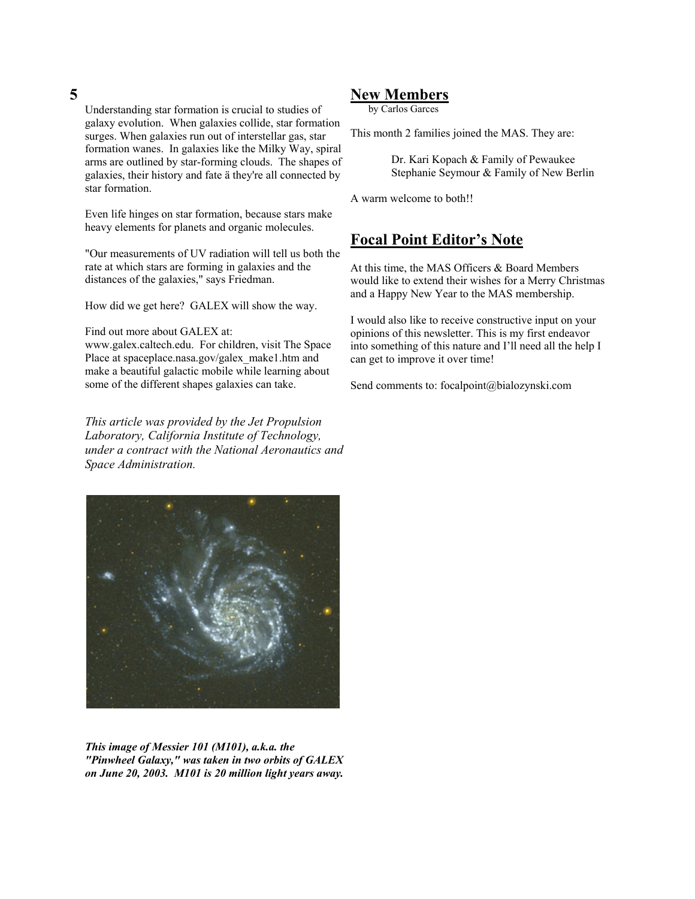Understanding star formation is crucial to studies of galaxy evolution. When galaxies collide, star formation surges. When galaxies run out of interstellar gas, star formation wanes. In galaxies like the Milky Way, spiral arms are outlined by star-forming clouds. The shapes of galaxies, their history and fate ä they're all connected by star formation.

Even life hinges on star formation, because stars make heavy elements for planets and organic molecules.

"Our measurements of UV radiation will tell us both the rate at which stars are forming in galaxies and the distances of the galaxies," says Friedman.

How did we get here? GALEX will show the way.

Find out more about GALEX at: www.galex.caltech.edu. For children, visit The Space Place at spaceplace.nasa.gov/galex_make1.htm and make a beautiful galactic mobile while learning about some of the different shapes galaxies can take.

*This article was provided by the Jet Propulsion Laboratory, California Institute of Technology, under a contract with the National Aeronautics and Space Administration.*

***This image of Messier 101 (M101), a.k.a. the "Pinwheel Galaxy," was taken in two orbits of GALEX on June 20, 2003. M101 is 20 million light years away.***

## New Members

by Carlos Garces

This month 2 families joined the MAS. They are:

> Dr. Kari Kopach & Family of Pewaukee
> Stephanie Seymour & Family of New Berlin

A warm welcome to both!!

## Focal Point Editor's Note

At this time, the MAS Officers & Board Members would like to extend their wishes for a Merry Christmas and a Happy New Year to the MAS membership.

I would also like to receive constructive input on your opinions of this newsletter. This is my first endeavor into something of this nature and I'll need all the help I can get to improve it over time!

Send comments to: focalpoint@bialozynski.com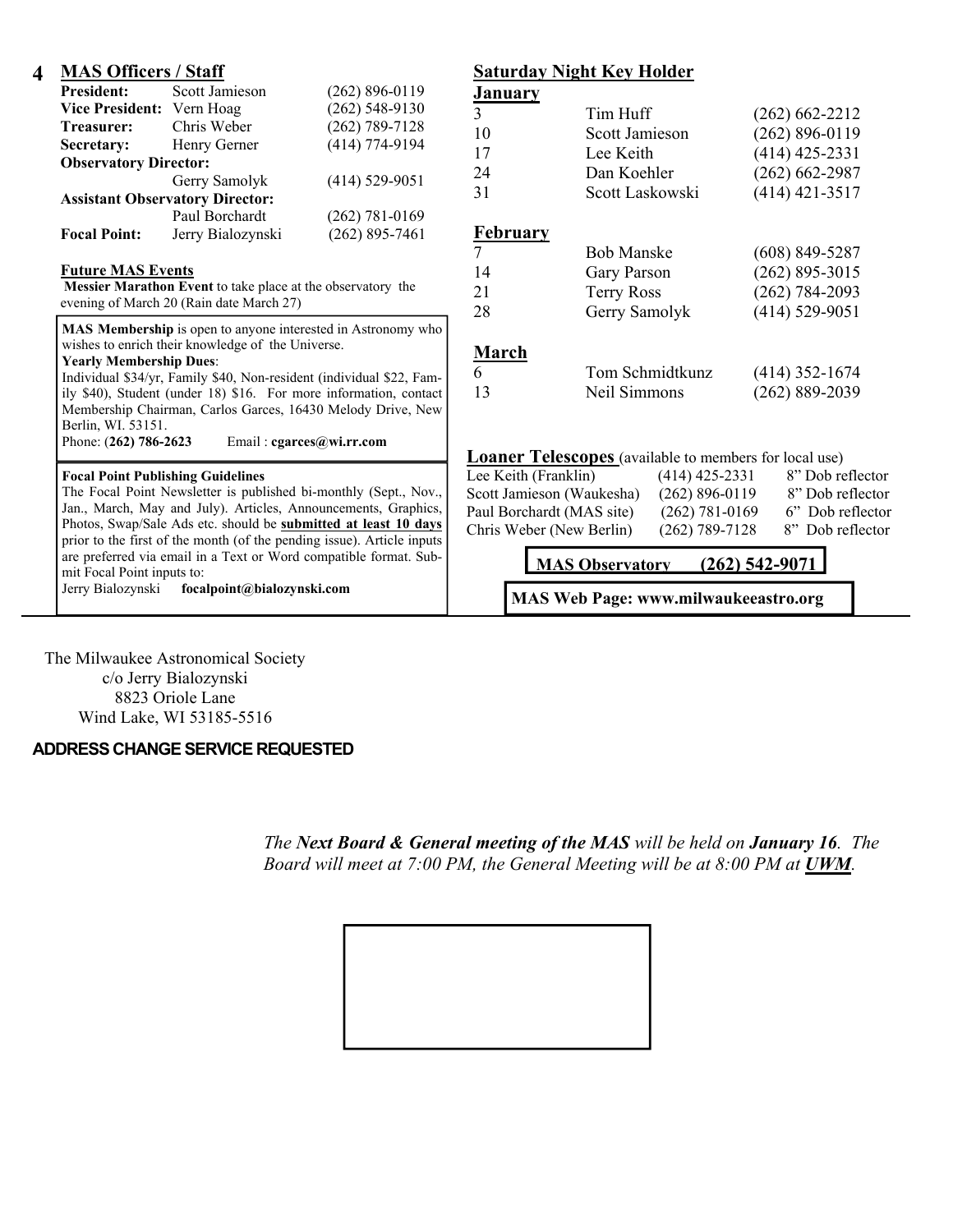## MAS Officers / Staff

| | | |
|---|---|---|
| **President:** | Scott Jamieson | (262) 896-0119 |
| **Vice President:** | Vern Hoag | (262) 548-9130 |
| **Treasurer:** | Chris Weber | (262) 789-7128 |
| **Secretary:** | Henry Gerner | (414) 774-9194 |
| **Observatory Director:** | Gerry Samolyk | (414) 529-9051 |
| **Assistant Observatory Director:** | Paul Borchardt | (262) 781-0169 |
| **Focal Point:** | Jerry Bialozynski | (262) 895-7461 |

### Future MAS Events

**Messier Marathon Event** to take place at the observatory the evening of March 20 (Rain date March 27)

**MAS Membership** is open to anyone interested in Astronomy who wishes to enrich their knowledge of the Universe.

**Yearly Membership Dues**:

Individual $34/yr, Family $40, Non-resident (individual $22, Family $40), Student (under 18) $16. For more information, contact Membership Chairman, Carlos Garces, 16430 Melody Drive, New Berlin, WI. 53151.

Phone: (**262) 786-2623** Email : **cgarces@wi.rr.com**

**Focal Point Publishing Guidelines**

The Focal Point Newsletter is published bi-monthly (Sept., Nov., Jan., March, May and July). Articles, Announcements, Graphics, Photos, Swap/Sale Ads etc. should be **submitted at least 10 days** prior to the first of the month (of the pending issue). Article inputs are preferred via email in a Text or Word compatible format. Submit Focal Point inputs to:

Jerry Bialozynski **focalpoint@bialozynski.com**

## Saturday Night Key Holder

### January

| | | |
|---|---|---|
| 3 | Tim Huff | (262) 662-2212 |
| 10 | Scott Jamieson | (262) 896-0119 |
| 17 | Lee Keith | (414) 425-2331 |
| 24 | Dan Koehler | (262) 662-2987 |
| 31 | Scott Laskowski | (414) 421-3517 |

### February

| | | |
|---|---|---|
| 7 | Bob Manske | (608) 849-5287 |
| 14 | Gary Parson | (262) 895-3015 |
| 21 | Terry Ross | (262) 784-2093 |
| 28 | Gerry Samolyk | (414) 529-9051 |

### March

| | | |
|---|---|---|
| 6 | Tom Schmidtkunz | (414) 352-1674 |
| 13 | Neil Simmons | (262) 889-2039 |

### Loaner Telescopes (available to members for local use)

| | | |
|---|---|---|
| Lee Keith (Franklin) | (414) 425-2331 | 8" Dob reflector |
| Scott Jamieson (Waukesha) | (262) 896-0119 | 8" Dob reflector |
| Paul Borchardt (MAS site) | (262) 781-0169 | 6" Dob reflector |
| Chris Weber (New Berlin) | (262) 789-7128 | 8" Dob reflector |

**MAS Observatory (262) 542-9071**

**MAS Web Page: www.milwaukeeastro.org**

The Milwaukee Astronomical Society
c/o Jerry Bialozynski
8823 Oriole Lane
Wind Lake, WI 53185-5516

**ADDRESS CHANGE SERVICE REQUESTED**

*The **Next Board & General meeting of the MAS** will be held on **January 16**. The Board will meet at 7:00 PM, the General Meeting will be at 8:00 PM at **UWM**.*